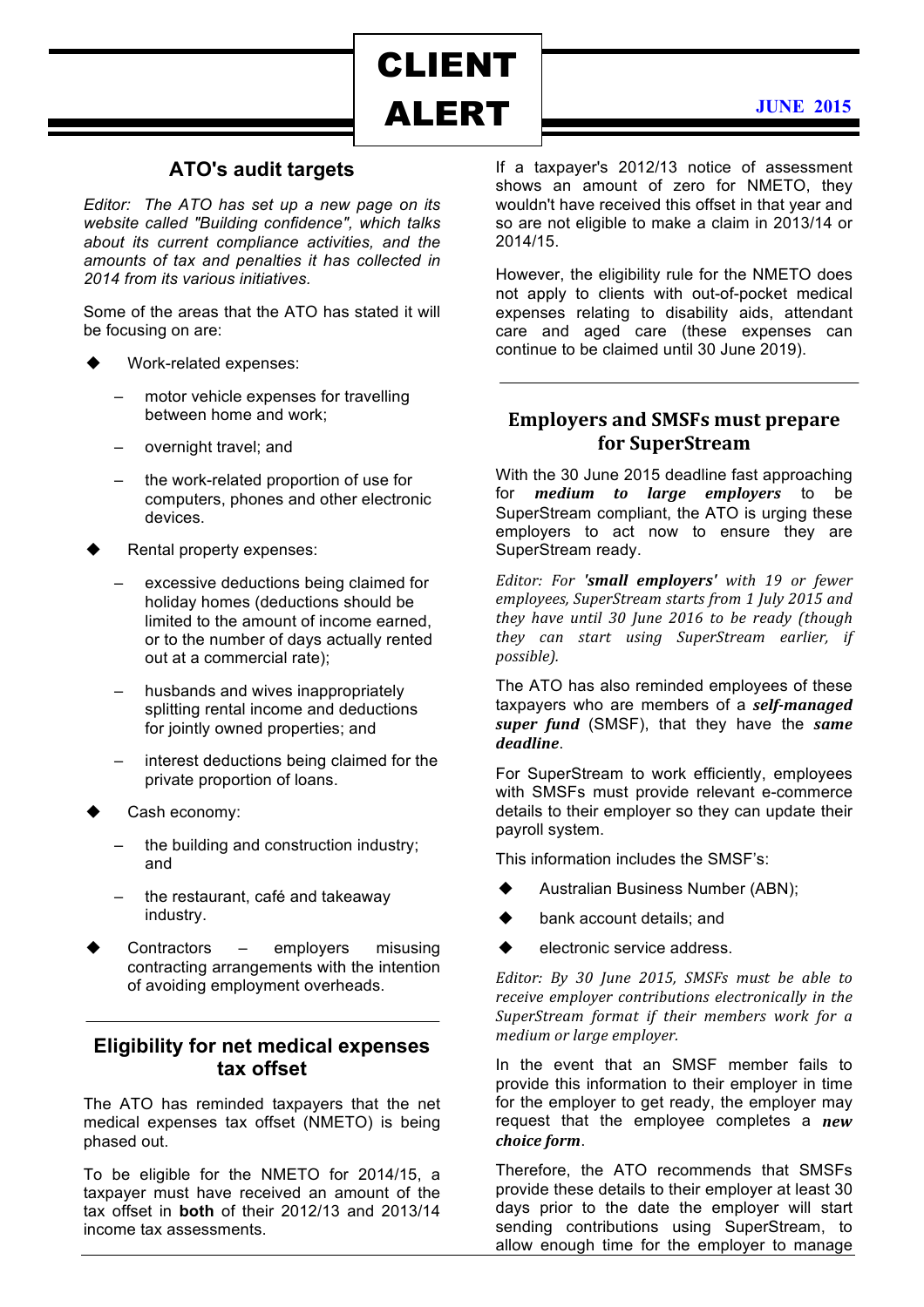# CLIENT ALERT

**JUNE 2015**

## ATO's audit targets

*Editor: The ATO has set up a new page on its website called "Building confidence", which talks about its current compliance activities, and the amounts of tax and penalties it has collected in 2014 from its various initiatives.*

Some of the areas that the ATO has stated it will be focusing on are:

- Work-related expenses:
  - motor vehicle expenses for travelling between home and work;
  - overnight travel; and
  - the work-related proportion of use for computers, phones and other electronic devices.
- Rental property expenses:
  - excessive deductions being claimed for holiday homes (deductions should be limited to the amount of income earned, or to the number of days actually rented out at a commercial rate);
  - husbands and wives inappropriately splitting rental income and deductions for jointly owned properties; and
  - interest deductions being claimed for the private proportion of loans.
- Cash economy:
  - the building and construction industry; and
  - the restaurant, café and takeaway industry.
- Contractors – employers misusing contracting arrangements with the intention of avoiding employment overheads.

## Eligibility for net medical expenses tax offset

The ATO has reminded taxpayers that the net medical expenses tax offset (NMETO) is being phased out.

To be eligible for the NMETO for 2014/15, a taxpayer must have received an amount of the tax offset in **both** of their 2012/13 and 2013/14 income tax assessments.

If a taxpayer's 2012/13 notice of assessment shows an amount of zero for NMETO, they wouldn't have received this offset in that year and so are not eligible to make a claim in 2013/14 or 2014/15.

However, the eligibility rule for the NMETO does not apply to clients with out-of-pocket medical expenses relating to disability aids, attendant care and aged care (these expenses can continue to be claimed until 30 June 2019).

## Employers and SMSFs must prepare for SuperStream

With the 30 June 2015 deadline fast approaching for ***medium to large employers*** to be SuperStream compliant, the ATO is urging these employers to act now to ensure they are SuperStream ready.

*Editor: For **'small employers'** with 19 or fewer employees, SuperStream starts from 1 July 2015 and they have until 30 June 2016 to be ready (though they can start using SuperStream earlier, if possible).*

The ATO has also reminded employees of these taxpayers who are members of a ***self-managed super fund*** (SMSF), that they have the ***same deadline***.

For SuperStream to work efficiently, employees with SMSFs must provide relevant e-commerce details to their employer so they can update their payroll system.

This information includes the SMSF's:

- Australian Business Number (ABN);
- bank account details; and
- electronic service address.

*Editor: By 30 June 2015, SMSFs must be able to receive employer contributions electronically in the SuperStream format if their members work for a medium or large employer.*

In the event that an SMSF member fails to provide this information to their employer in time for the employer to get ready, the employer may request that the employee completes a ***new choice form***.

Therefore, the ATO recommends that SMSFs provide these details to their employer at least 30 days prior to the date the employer will start sending contributions using SuperStream, to allow enough time for the employer to manage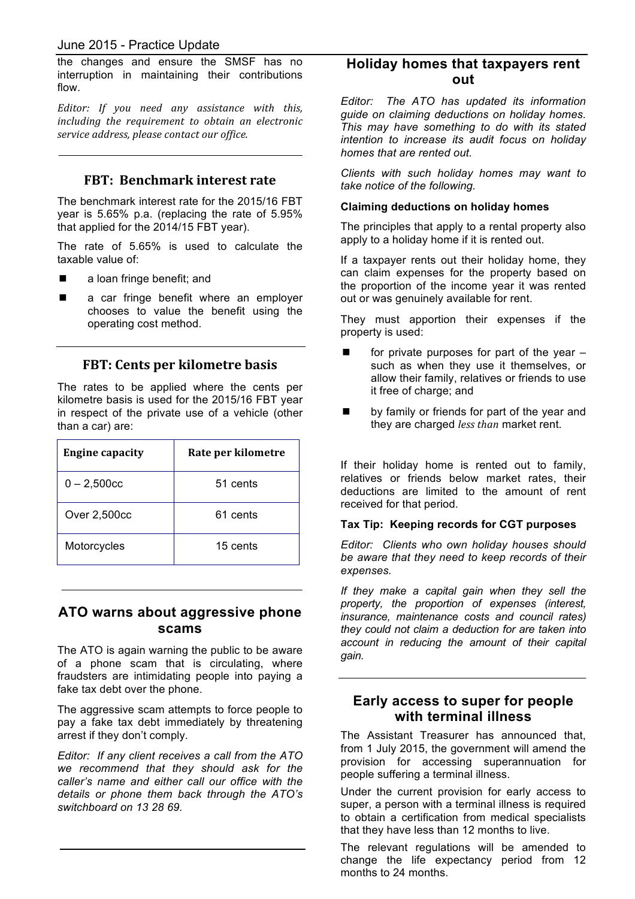the changes and ensure the SMSF has no interruption in maintaining their contributions flow.

*Editor: If you need any assistance with this, including the requirement to obtain an electronic service address, please contact our office.*

## FBT: Benchmark interest rate

The benchmark interest rate for the 2015/16 FBT year is 5.65% p.a. (replacing the rate of 5.95% that applied for the 2014/15 FBT year).

The rate of 5.65% is used to calculate the taxable value of:

- a loan fringe benefit; and
- a car fringe benefit where an employer chooses to value the benefit using the operating cost method.

## FBT: Cents per kilometre basis

The rates to be applied where the cents per kilometre basis is used for the 2015/16 FBT year in respect of the private use of a vehicle (other than a car) are:

| Engine capacity | Rate per kilometre |
|---|---|
| 0 – 2,500cc | 51 cents |
| Over 2,500cc | 61 cents |
| Motorcycles | 15 cents |

## ATO warns about aggressive phone scams

The ATO is again warning the public to be aware of a phone scam that is circulating, where fraudsters are intimidating people into paying a fake tax debt over the phone.

The aggressive scam attempts to force people to pay a fake tax debt immediately by threatening arrest if they don't comply.

*Editor: If any client receives a call from the ATO we recommend that they should ask for the caller's name and either call our office with the details or phone them back through the ATO's switchboard on 13 28 69.*

## Holiday homes that taxpayers rent out

*Editor: The ATO has updated its information guide on claiming deductions on holiday homes. This may have something to do with its stated intention to increase its audit focus on holiday homes that are rented out.*

*Clients with such holiday homes may want to take notice of the following.*

**Claiming deductions on holiday homes**

The principles that apply to a rental property also apply to a holiday home if it is rented out.

If a taxpayer rents out their holiday home, they can claim expenses for the property based on the proportion of the income year it was rented out or was genuinely available for rent.

They must apportion their expenses if the property is used:

- for private purposes for part of the year – such as when they use it themselves, or allow their family, relatives or friends to use it free of charge; and
- by family or friends for part of the year and they are charged *less than* market rent.

If their holiday home is rented out to family, relatives or friends below market rates, their deductions are limited to the amount of rent received for that period.

**Tax Tip: Keeping records for CGT purposes**

*Editor: Clients who own holiday houses should be aware that they need to keep records of their expenses.*

*If they make a capital gain when they sell the property, the proportion of expenses (interest, insurance, maintenance costs and council rates) they could not claim a deduction for are taken into account in reducing the amount of their capital gain.*

## Early access to super for people with terminal illness

The Assistant Treasurer has announced that, from 1 July 2015, the government will amend the provision for accessing superannuation for people suffering a terminal illness.

Under the current provision for early access to super, a person with a terminal illness is required to obtain a certification from medical specialists that they have less than 12 months to live.

The relevant regulations will be amended to change the life expectancy period from 12 months to 24 months.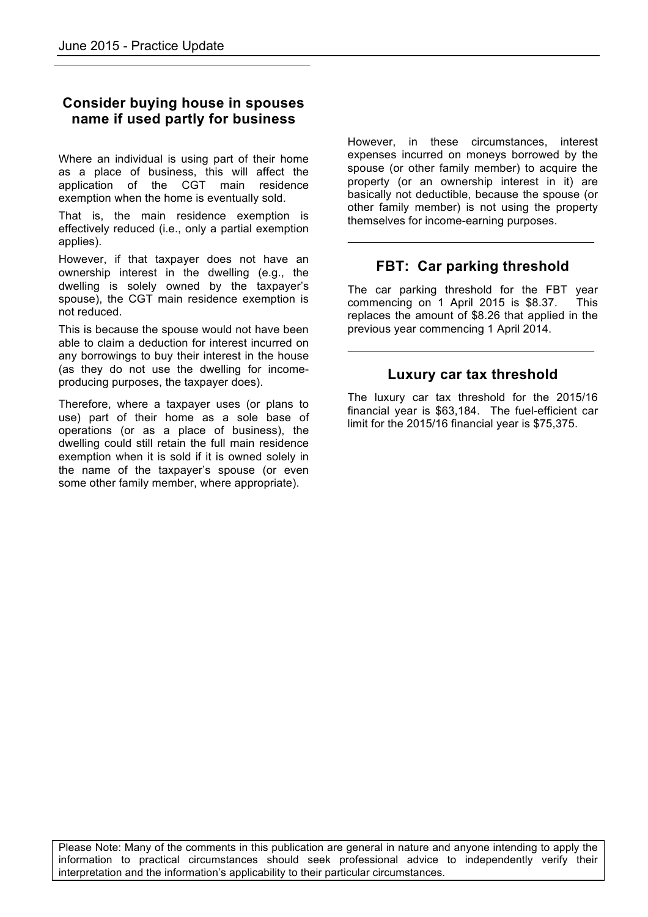## Consider buying house in spouses name if used partly for business

Where an individual is using part of their home as a place of business, this will affect the application of the CGT main residence exemption when the home is eventually sold.

That is, the main residence exemption is effectively reduced (i.e., only a partial exemption applies).

However, if that taxpayer does not have an ownership interest in the dwelling (e.g., the dwelling is solely owned by the taxpayer's spouse), the CGT main residence exemption is not reduced.

This is because the spouse would not have been able to claim a deduction for interest incurred on any borrowings to buy their interest in the house (as they do not use the dwelling for income-producing purposes, the taxpayer does).

Therefore, where a taxpayer uses (or plans to use) part of their home as a sole base of operations (or as a place of business), the dwelling could still retain the full main residence exemption when it is sold if it is owned solely in the name of the taxpayer's spouse (or even some other family member, where appropriate).

However, in these circumstances, interest expenses incurred on moneys borrowed by the spouse (or other family member) to acquire the property (or an ownership interest in it) are basically not deductible, because the spouse (or other family member) is not using the property themselves for income-earning purposes.

## FBT: Car parking threshold

The car parking threshold for the FBT year commencing on 1 April 2015 is $8.37. This replaces the amount of $8.26 that applied in the previous year commencing 1 April 2014.

## Luxury car tax threshold

The luxury car tax threshold for the 2015/16 financial year is $63,184. The fuel-efficient car limit for the 2015/16 financial year is $75,375.

Please Note: Many of the comments in this publication are general in nature and anyone intending to apply the information to practical circumstances should seek professional advice to independently verify their interpretation and the information's applicability to their particular circumstances.